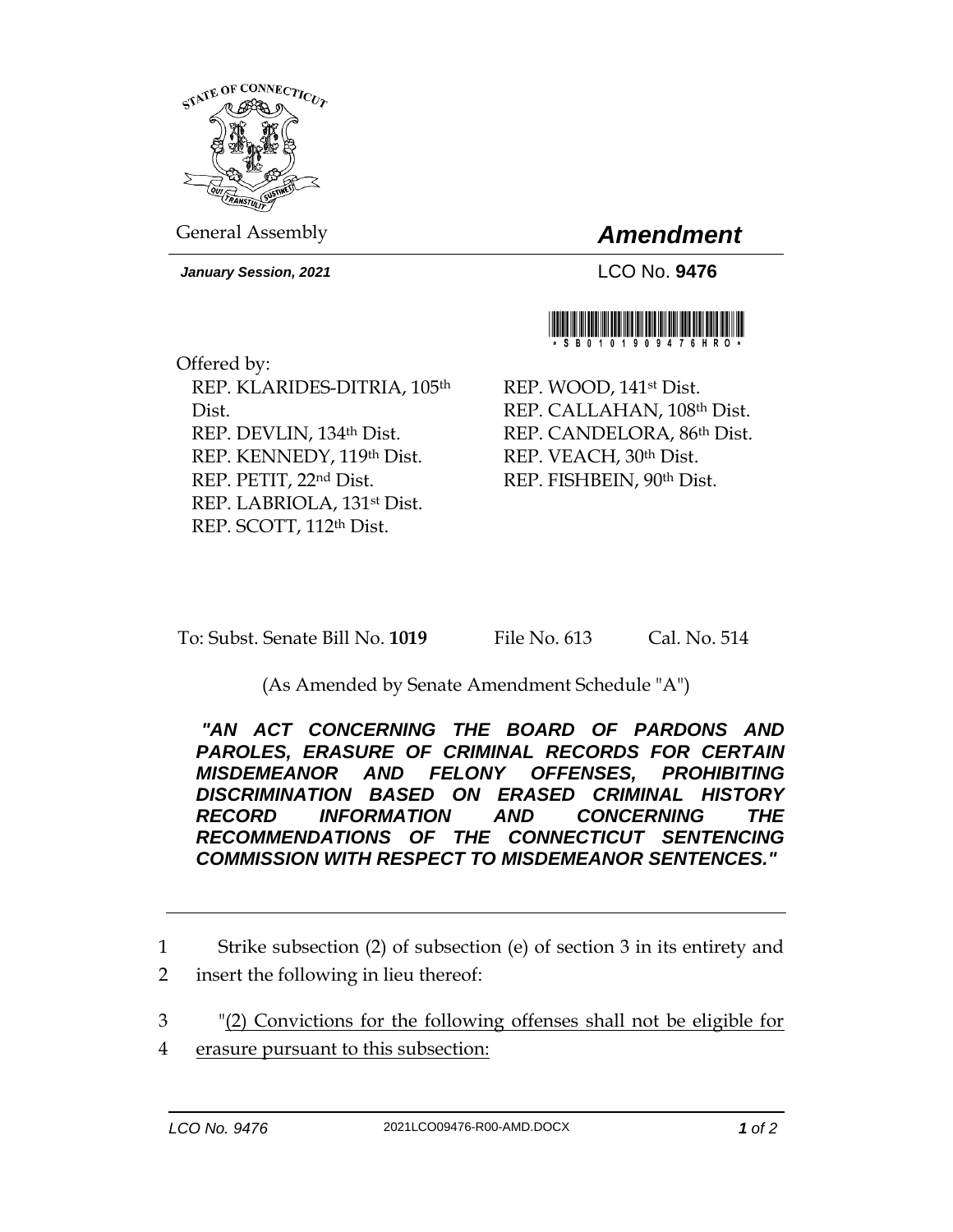STATE OF CONNECTICUT

General Assembly

# *Amendment*

***January Session, 2021***

LCO No. **9476**

\* S B 0 1 0 1 9 0 9 4 7 6 H R O \*

Offered by:

REP. KLARIDES-DITRIA, 105th Dist.
REP. DEVLIN, 134th Dist.
REP. KENNEDY, 119th Dist.
REP. PETIT, 22nd Dist.
REP. LABRIOLA, 131st Dist.
REP. SCOTT, 112th Dist.
REP. WOOD, 141st Dist.
REP. CALLAHAN, 108th Dist.
REP. CANDELORA, 86th Dist.
REP. VEACH, 30th Dist.
REP. FISHBEIN, 90th Dist.

To: Subst. Senate Bill No. **1019** File No. 613 Cal. No. 514

(As Amended by Senate Amendment Schedule "A")

***"AN ACT CONCERNING THE BOARD OF PARDONS AND PAROLES, ERASURE OF CRIMINAL RECORDS FOR CERTAIN MISDEMEANOR AND FELONY OFFENSES, PROHIBITING DISCRIMINATION BASED ON ERASED CRIMINAL HISTORY RECORD INFORMATION AND CONCERNING THE RECOMMENDATIONS OF THE CONNECTICUT SENTENCING COMMISSION WITH RESPECT TO MISDEMEANOR SENTENCES."***

---

1 Strike subsection (2) of subsection (e) of section 3 in its entirety and
2 insert the following in lieu thereof:

3 "(2) Convictions for the following offenses shall not be eligible for
4 erasure pursuant to this subsection: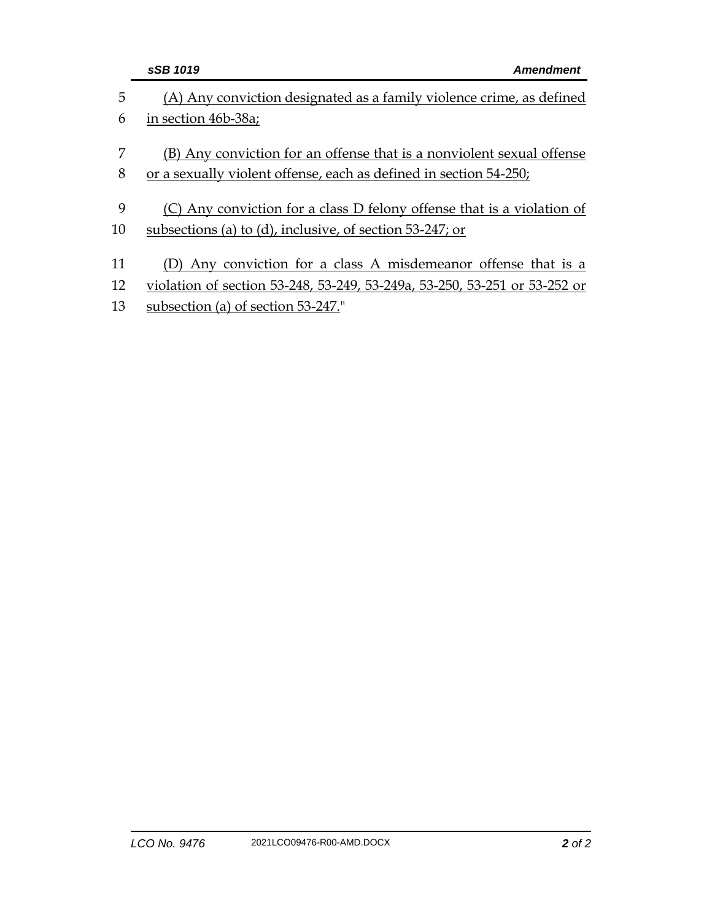(A) Any conviction designated as a family violence crime, as defined in section 46b-38a;

(B) Any conviction for an offense that is a nonviolent sexual offense or a sexually violent offense, each as defined in section 54-250;

(C) Any conviction for a class D felony offense that is a violation of subsections (a) to (d), inclusive, of section 53-247; or

(D) Any conviction for a class A misdemeanor offense that is a violation of section 53-248, 53-249, 53-249a, 53-250, 53-251 or 53-252 or subsection (a) of section 53-247."